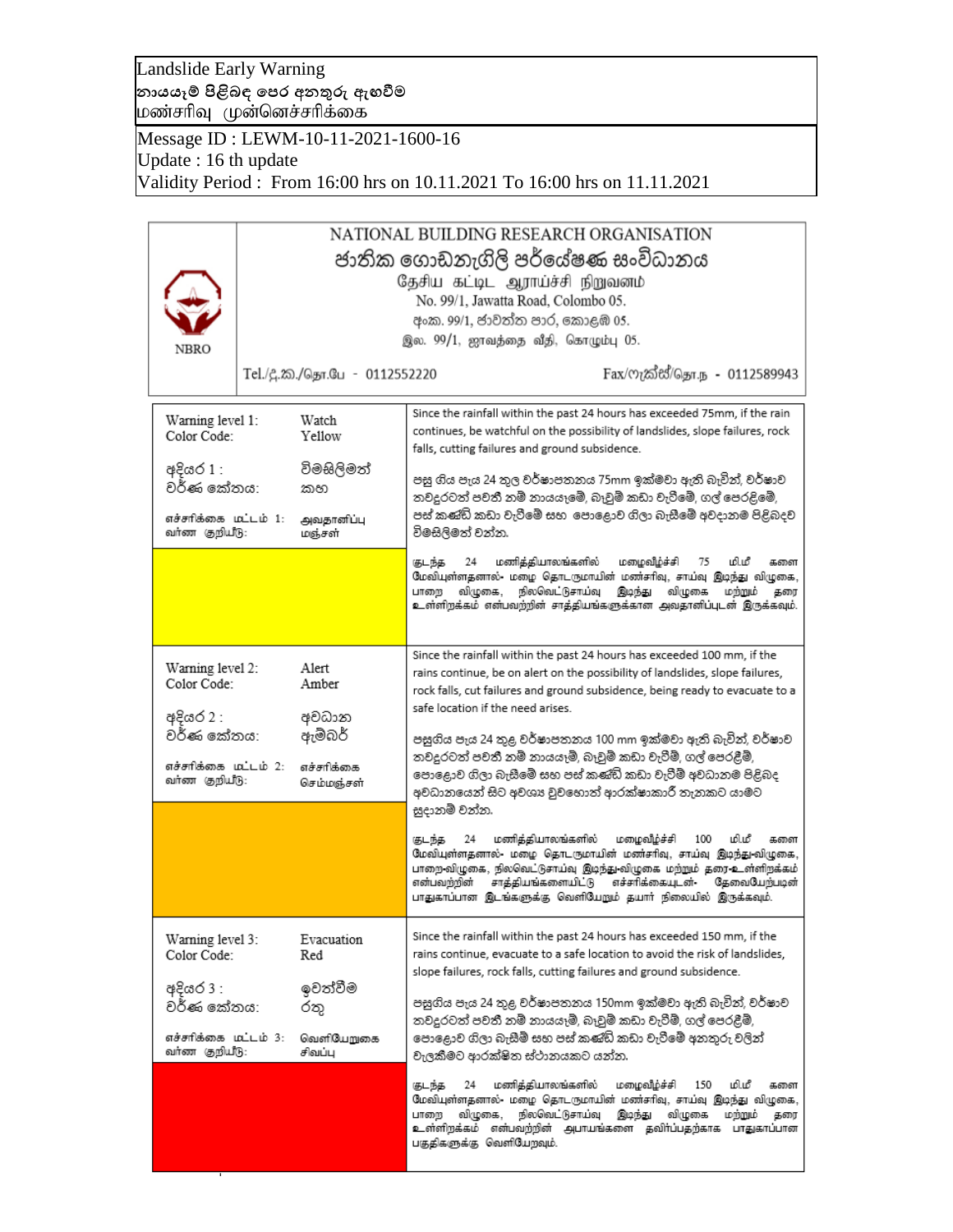Landslide Early Warning
නායයෑම් පිළිබඳ පෙර අනතුරු ඇඟවීම
மண்சரிவு முன்னெச்சரிக்கை

Message ID : LEWM-10-11-2021-1600-16
Update : 16 th update
Validity Period : From 16:00 hrs on 10.11.2021 To 16:00 hrs on 11.11.2021

NBRO

# NATIONAL BUILDING RESEARCH ORGANISATION
## ජාතික ගොඩනැගිලි පර්යේෂණ සංවිධානය
## தேசிய கட்டிட ஆராய்ச்சி நிறுவனம்

No. 99/1, Jawatta Road, Colombo 05.
අංක. 99/1, ජාවත්ත පාර, කොළඹ 05.
இல. 99/1, ஜாவத்தை வீதி, கொழும்பு 05.

Tel./දු.ක./தொ.பே - 0112552220 Fax/ෆැක්ස්/தொ.ந - 0112589943

| Warning level | Description |
|---|---|
| Warning level 1: Watch<br>Color Code: Yellow<br>අදියර 1 : විමසිලිමත්<br>වර්ණ කේතය: කහ<br>எச்சரிக்கை மட்டம் 1: அவதானிப்பு<br>வர்ண குறியீடு: மஞ்சள் | Since the rainfall within the past 24 hours has exceeded 75mm, if the rain continues, be watchful on the possibility of landslides, slope failures, rock falls, cutting failures and ground subsidence.<br><br>පසු ගිය පැය 24 තුල වර්ෂාපතනය 75mm ඉක්මවා ඇති බැවින්, වර්ෂාව නවදුරටත් පවතී නම් නායයෑමේ, බෑවුම් කඩා වැටීමේ, ගල් පෙරළීමේ, පස් කණ්ඩි කඩා වැටීමේ සහ පොළොව ගිලා බැසීමේ අවදානම පිළිබඳව විමසිලිමත් වන්න.<br><br>கடந்த 24 மணித்தியாலங்களில் மழைவீழ்ச்சி 75 மி.மீ களை மேவியுள்ளதனால்- மழை தொடருமாயின் மண்சரிவு, சாய்வு இடிந்து விழுகை, பாறை விழுகை, நிலவெட்டுசாய்வு இடிந்து விழுகை மற்றும் தரை உள்ளிறக்கம் என்பவற்றின் சாத்தியங்களுக்கான அவதானிப்புடன் இருக்கவும். |
| Warning level 2: Alert<br>Color Code: Amber<br>අදියර 2 : අවධාන<br>වර්ණ කේතය: ඇම්බර්<br>எச்சரிக்கை மட்டம் 2: எச்சரிக்கை<br>வர்ண குறியீடு: செம்மஞ்சள் | Since the rainfall within the past 24 hours has exceeded 100 mm, if the rains continue, be on alert on the possibility of landslides, slope failures, rock falls, cut failures and ground subsidence, being ready to evacuate to a safe location if the need arises.<br><br>පසුගිය පැය 24 තුළ වර්ෂාපතනය 100 mm ඉක්මවා ඇති බැවින්, වර්ෂාව නවදුරටත් පවතී නම් නායයෑම්, බෑවුම් කඩා වැටීම්, ගල් පෙරළීම්, පොළොව ගිලා බැසීමේ සහ පස් කණ්ඩි කඩා වැටීම් අවධානම පිළිබඳ අවධානයෙන් සිට අවශ්‍ය වුවහොත් ආරක්ෂාකාරී තැනකට යාමට සූදානම් වන්න.<br><br>கடந்த 24 மணித்தியாலங்களில் மழைவீழ்ச்சி 100 மி.மீ களை மேவியுள்ளதனால்- மழை தொடருமாயின் மண்சரிவு, சாய்வு இடிந்து-விழுகை, பாறை-விழுகை, நிலவெட்டுசாய்வு இடிந்து-விழுகை மற்றும் தரை-உள்ளிறக்கம் என்பவற்றின் சாத்தியங்களையிட்டு எச்சரிக்கையுடன்- தேவையேற்படின் பாதுகாப்பான இடங்களுக்கு வெளியேறும் தயார் நிலையில் இருக்கவும். |
| Warning level 3: Evacuation<br>Color Code: Red<br>අදියර 3 : ඉවත්වීම<br>වර්ණ කේතය: රතු<br>எச்சரிக்கை மட்டம் 3: வெளியேறுகை<br>வர்ண குறியீடு: சிவப்பு | Since the rainfall within the past 24 hours has exceeded 150 mm, if the rains continue, evacuate to a safe location to avoid the risk of landslides, slope failures, rock falls, cutting failures and ground subsidence.<br><br>පසුගිය පැය 24 තුළ වර්ෂාපතනය 150mm ඉක්මවා ඇති බැවින්, වර්ෂාව නවදුරටත් පවතී නම් නායයෑම්, බෑවුම් කඩා වැටීම්, ගල් පෙරළීම්, පොළොව ගිලා බැසීම් සහ පස් කණ්ඩි කඩා වැටීමේ අනතුරු වලින් වැලකීමට ආරක්ෂිත ස්ථානයකට යන්න.<br><br>கடந்த 24 மணித்தியாலங்களில் மழைவீழ்ச்சி 150 மி.மீ களை மேவியுள்ளதனால்- மழை தொடருமாயின் மண்சரிவு, சாய்வு இடிந்து விழுகை, பாறை விழுகை, நிலவெட்டுசாய்வு இடிந்து விழுகை மற்றும் தரை உள்ளிறக்கம் என்பவற்றின் அபாயங்களை தவிர்ப்பதற்காக பாதுகாப்பான பகுதிகளுக்கு வெளியேறவும். |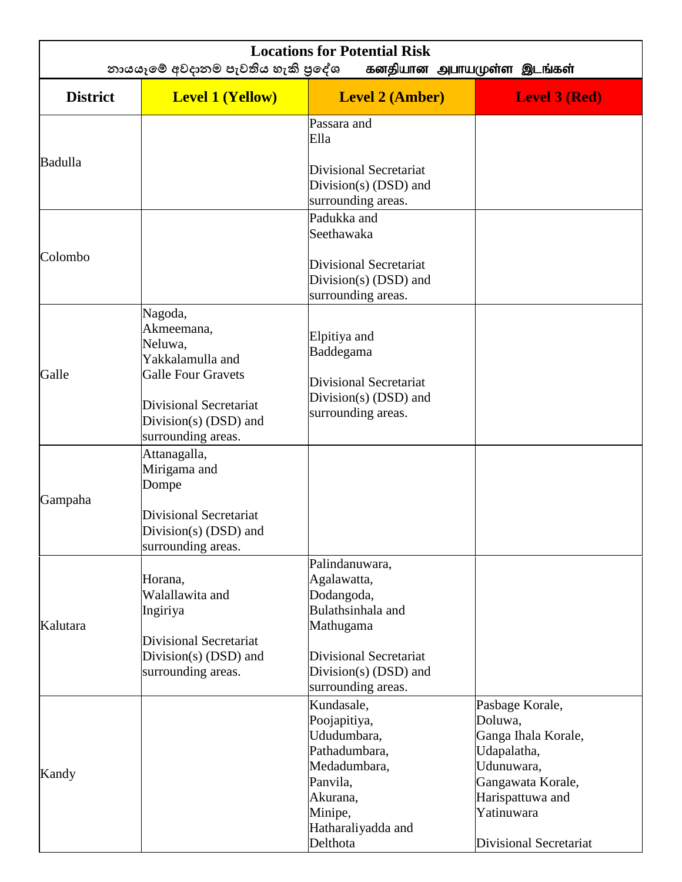| Locations for Potential Risk<br>නායයෑමේ අවදානම පැවතිය හැකි ප්‍රදේශ கனதியான அபாயமுள்ள இடங்கள் | | | |
|---|---|---|---|
| **District** | **Level 1 (Yellow)** | **Level 2 (Amber)** | **Level 3 (Red)** |
| Badulla | | Passara and<br>Ella<br><br>Divisional Secretariat Division(s) (DSD) and surrounding areas. | |
| Colombo | | Padukka and<br>Seethawaka<br><br>Divisional Secretariat Division(s) (DSD) and surrounding areas. | |
| Galle | Nagoda,<br>Akmeemana,<br>Neluwa,<br>Yakkalamulla and<br>Galle Four Gravets<br><br>Divisional Secretariat Division(s) (DSD) and surrounding areas. | Elpitiya and<br>Baddegama<br><br>Divisional Secretariat Division(s) (DSD) and surrounding areas. | |
| Gampaha | Attanagalla,<br>Mirigama and<br>Dompe<br><br>Divisional Secretariat Division(s) (DSD) and surrounding areas. | | |
| Kalutara | Horana,<br>Walallawita and<br>Ingiriya<br><br>Divisional Secretariat Division(s) (DSD) and surrounding areas. | Palindanuwara,<br>Agalawatta,<br>Dodangoda,<br>Bulathsinhala and<br>Mathugama<br><br>Divisional Secretariat Division(s) (DSD) and surrounding areas. | |
| Kandy | | Kundasale,<br>Poojapitiya,<br>Ududumbara,<br>Pathadumbara,<br>Medadumbara,<br>Panvila,<br>Akurana,<br>Minipe,<br>Hatharaliyadda and<br>Delthota | Pasbage Korale,<br>Doluwa,<br>Ganga Ihala Korale,<br>Udapalatha,<br>Udunuwara,<br>Gangawata Korale,<br>Harispattuwa and<br>Yatinuwara<br><br>Divisional Secretariat |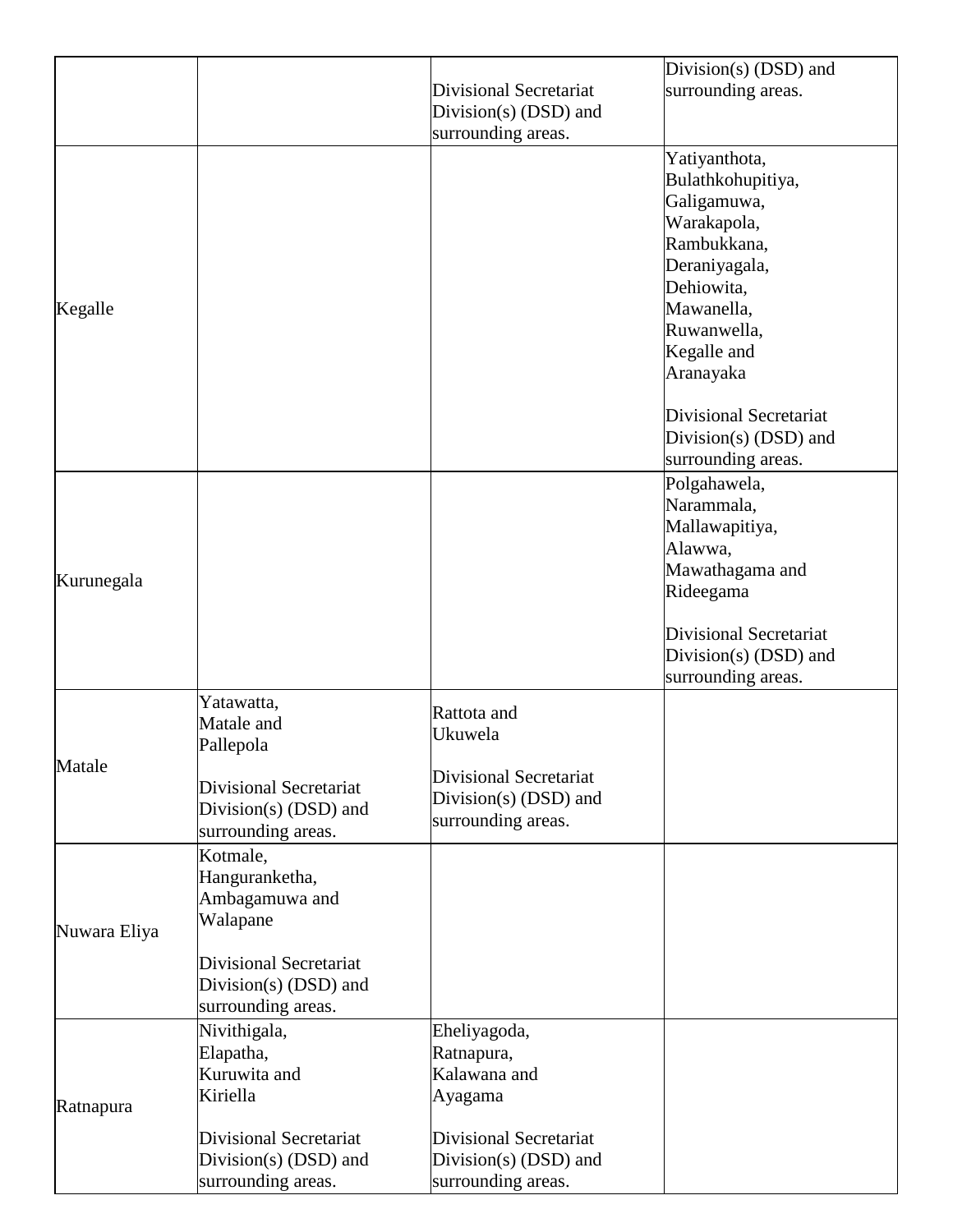| | | | |
|---|---|---|---|
| | | Divisional Secretariat Division(s) (DSD) and surrounding areas. | Division(s) (DSD) and surrounding areas. |
| Kegalle | | | Yatiyanthota, Bulathkohupitiya, Galigamuwa, Warakapola, Rambukkana, Deraniyagala, Dehiowita, Mawanella, Ruwanwella, Kegalle and Aranayaka<br><br>Divisional Secretariat Division(s) (DSD) and surrounding areas. |
| Kurunegala | | | Polgahawela, Narammala, Mallawapitiya, Alawwa, Mawathagama and Rideegama<br><br>Divisional Secretariat Division(s) (DSD) and surrounding areas. |
| Matale | Yatawatta, Matale and Pallepola<br><br>Divisional Secretariat Division(s) (DSD) and surrounding areas. | Rattota and Ukuwela<br><br>Divisional Secretariat Division(s) (DSD) and surrounding areas. | |
| Nuwara Eliya | Kotmale, Hanguranketha, Ambagamuwa and Walapane<br><br>Divisional Secretariat Division(s) (DSD) and surrounding areas. | | |
| Ratnapura | Nivithigala, Elapatha, Kuruwita and Kiriella<br><br>Divisional Secretariat Division(s) (DSD) and surrounding areas. | Eheliyagoda, Ratnapura, Kalawana and Ayagama<br><br>Divisional Secretariat Division(s) (DSD) and surrounding areas. | |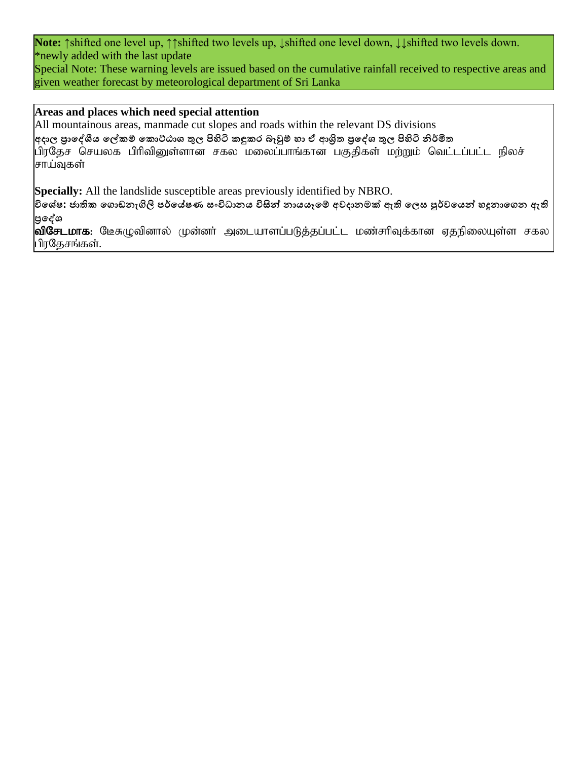**Note:** ↑shifted one level up, ↑↑shifted two levels up, ↓shifted one level down, ↓↓shifted two levels down.
*newly added with the last update
Special Note: These warning levels are issued based on the cumulative rainfall received to respective areas and given weather forecast by meteorological department of Sri Lanka

**Areas and places which need special attention**
All mountainous areas, manmade cut slopes and roads within the relevant DS divisions
අදාල ප්‍රාදේශීය ලේකම් කොට්ඨාශ තුල පිහිටි කඳුකර බෑවුම් හා ඒ ආශ්‍රිත ප්‍රදේශ තුල පිහිටි නිර්මිත
பிரதேச செயலக பிரிவினுள்ளான சகல மலைப்பாங்கான பகுதிகள் மற்றும் வெட்டப்பட்ட நிலச் சாய்வுகள்

**Specially:** All the landslide susceptible areas previously identified by NBRO.
**විශේෂ:** ජාතික ගොඩනැගිලි පර්යේෂණ සංවිධානය විසින් නායයෑමේ අවදානමක් ඇති ලෙස පූර්වයෙන් හඳුනාගෙන ඇති ප්‍රදේශ
**விசேடமாக:** தேசுமுவினால் முன்னர் அடையாளப்படுத்தப்பட்ட மண்சரிவுக்கான ஏதநிலையுள்ள சகல பிரதேசங்கள்.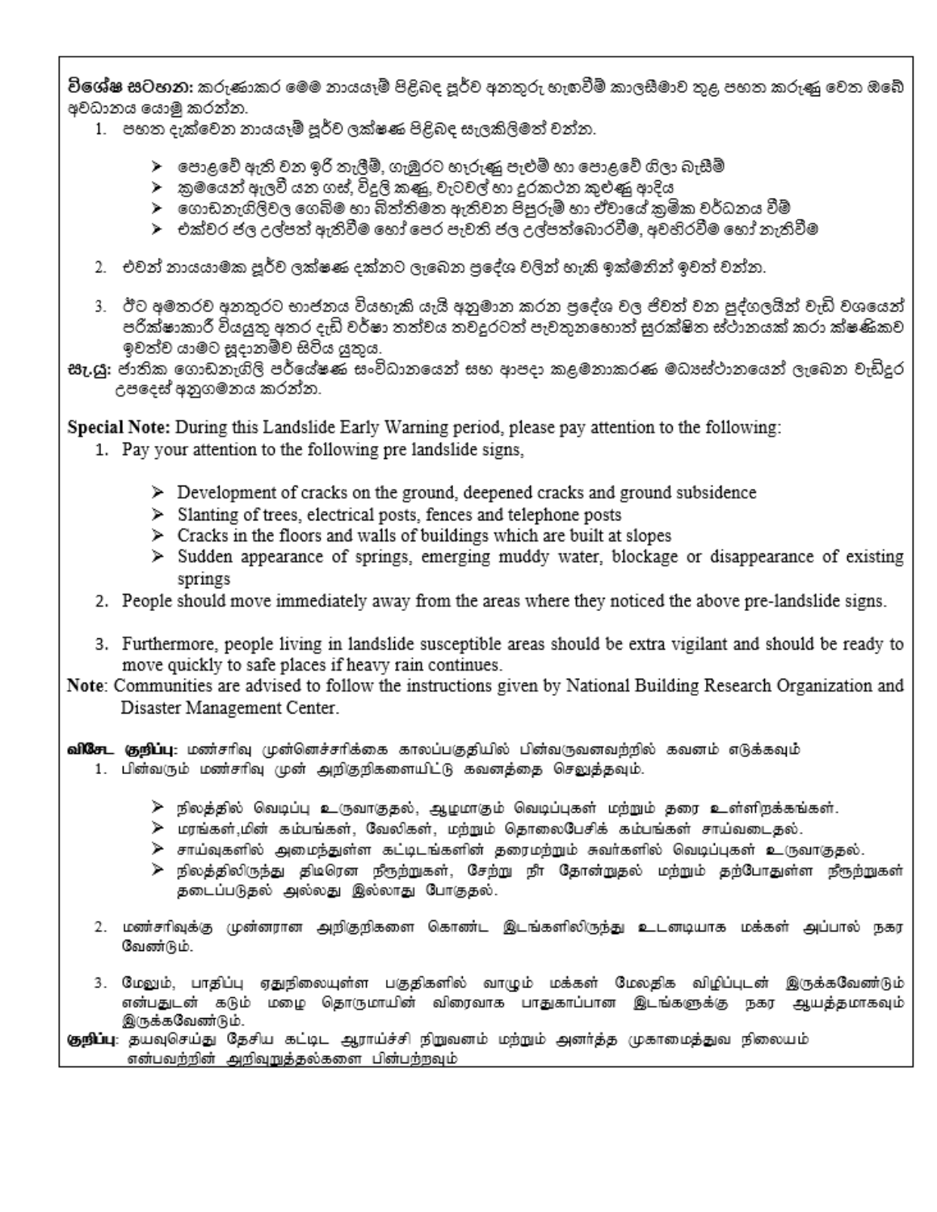**විශේෂ සටහන:** කරුණාකර මෙම නායයෑම් පිළිබඳ පූර්ව අනතුරු හැඟවීම් කාලසීමාව තුළ පහත කරුණු වෙත ඔබේ අවධානය යොමු කරන්න.

1. පහත දැක්වෙන නායයෑම් පූර්ව ලක්ෂණ පිළිබඳ සැලකිලිමත් වන්න.

    - පොළවේ ඇති වන ඉරි තැලීම්, ගැඹුරට හැරුණු පැළුම් හා පොළවේ ගිලා බැසීම්
    - ක්‍රමයෙන් ඇලවී යන ගස්, විදුලි කණු, වැටවල් හා දුරකථන කුළුණු ආදිය
    - ගොඩනැගිලිවල ගෙබිම හා බිත්තිවල ඇතිවන පිපුරුම් හා ඒවායේ ක්‍රමික වර්ධනය වීම්
    - එක්වර ජල උල්පත් ඇතිවීම හෝ පෙර පැවති ජල උල්පත්බොරවීම, අවහිරවීම හෝ නැතිවීම

2. එවන් නායයාමක පූර්ව ලක්ෂණ දක්නට ලැබෙන ප්‍රදේශ වලින් හැකි ඉක්මනින් ඉවත් වන්න.

3. ඊට අමතරව අනතුරට භාජනය වියහැකි යැයි අනුමාන කරන ප්‍රදේශ වල ජීවත් වන පුද්ගලයින් වැඩි වශයෙන් පරික්ෂාකාරී වියයුතු අතර දැඩි වර්ෂා තත්වය තවදුරටත් පැවතුනහොත් සුරක්ෂිත ස්ථානයක් කරා ක්ෂණිකව ඉවත්ව යාමට සූදානම්ව සිටිය යුතුය.

**සැ.යු:** ජාතික ගොඩනැගිලි පර්යේෂණ සංවිධානයෙන් සහ ආපදා කළමනාකරණ මධ්‍යස්ථානයෙන් ලැබෙන වැඩිදුර උපදෙස් අනුගමනය කරන්න.

**Special Note:** During this Landslide Early Warning period, please pay attention to the following:

1. Pay your attention to the following pre landslide signs,

    - Development of cracks on the ground, deepened cracks and ground subsidence
    - Slanting of trees, electrical posts, fences and telephone posts
    - Cracks in the floors and walls of buildings which are built at slopes
    - Sudden appearance of springs, emerging muddy water, blockage or disappearance of existing springs

2. People should move immediately away from the areas where they noticed the above pre-landslide signs.

3. Furthermore, people living in landslide susceptible areas should be extra vigilant and should be ready to move quickly to safe places if heavy rain continues.

**Note**: Communities are advised to follow the instructions given by National Building Research Organization and Disaster Management Center.

**விசேட குறிப்பு:** மண்சரிவு முன்னெச்சரிக்கை காலப்பகுதியில் பின்வருவனவற்றில் கவனம் எடுக்கவும்

1. பின்வரும் மண்சரிவு முன் அறிகுறிகளையிட்டு கவனத்தை செலுத்தவும்.

    - நிலத்தில் வெடிப்பு உருவாகுதல், ஆழமாகும் வெடிப்புகள் மற்றும் தரை உள்ளிறக்கங்கள்.
    - மரங்கள்,மின் கம்பங்கள், வேலிகள், மற்றும் தொலைபேசிக் கம்பங்கள் சாய்வடைதல்.
    - சாய்வுகளில் அமைந்துள்ள கட்டிடங்களின் தரைமற்றும் சுவர்களில் வெடிப்புகள் உருவாகுதல்.
    - நிலத்திலிருந்து திடீரென நீரூற்றுகள், சேற்று நீர் தோன்றுதல் மற்றும் தற்போதுள்ள நீரூற்றுகள் தடைப்படுதல் அல்லது இல்லாது போகுதல்.

2. மண்சரிவுக்கு முன்னரான அறிகுறிகளை கொண்ட இடங்களிலிருந்து உடனடியாக மக்கள் அப்பால் நகர வேண்டும்.

3. மேலும், பாதிப்பு ஏதுநிலையுள்ள பகுதிகளில் வாழும் மக்கள் மேலதிக விழிப்புடன் இருக்கவேண்டும் என்பதுடன் கடும் மழை தொடருமாயின் விரைவாக பாதுகாப்பான இடங்களுக்கு நகர ஆயத்தமாகவும் இருக்கவேண்டும்.

**குறிப்பு**: தயவுசெய்து தேசிய கட்டிட ஆராய்ச்சி நிறுவனம் மற்றும் அனர்த்த முகாமைத்துவ நிலையம் என்பவற்றின் அறிவுறுத்தல்களை பின்பற்றவும்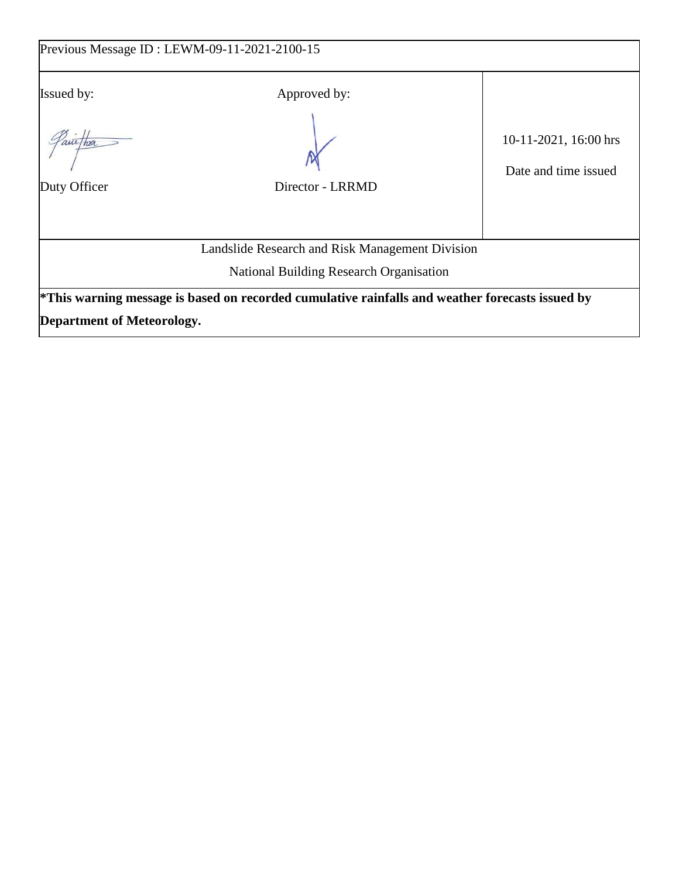| Previous Message ID : LEWM-09-11-2021-2100-15 | | |
|---|---|---|
| Issued by:<br><br>Duty Officer | Approved by:<br><br>Director - LRRMD | 10-11-2021, 16:00 hrs<br><br>Date and time issued |
| Landslide Research and Risk Management Division<br>National Building Research Organisation | | |

**\*This warning message is based on recorded cumulative rainfalls and weather forecasts issued by Department of Meteorology.**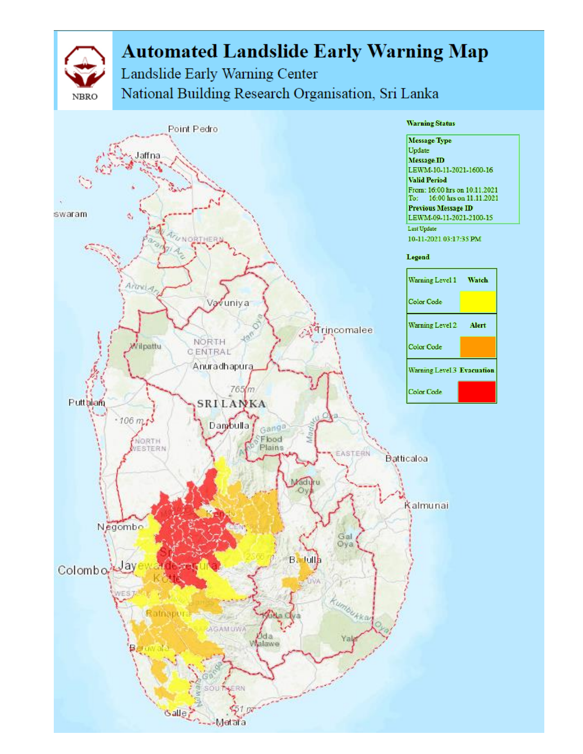# Automated Landslide Early Warning Map

Landslide Early Warning Center

National Building Research Organisation, Sri Lanka

NBRO

**Warning Status**

**Message Type**
Update
**Message ID**
LEWM-10-11-2021-1600-16
**Valid Period**
From: 16:00 hrs on 10.11.2021
To: 16:00 hrs on 11.11.2021
**Previous Message ID**
LEWM-09-11-2021-2100-15

Last Update
10-11-2021 03:17:35 PM

**Legend**

| | | |
|---|---|---|
| Warning Level 1 | Watch | Color Code (Yellow) |
| Warning Level 2 | Alert | Color Code (Orange) |
| Warning Level 3 | Evacuation | Color Code (Red) |

Point Pedro
Jaffna
swaram
NORTHERN
Vavuniya
Trincomalee
Wilpattu
NORTH CENTRAL
Anuradhapura
765 m
Puttalam
SRI LANKA
106 m
Dambulla
NORTH WESTERN
Flood Plains
EASTERN
Batticaloa
Kalmunai
Negombo
Kandy
Gal Oya
Colombo
Jayewardenepura Kotte
Badulla
UVA
WESTERN
Ratnapura
SABARAGAMUWA
Kumbukkan Oya
Uda Walawe
Yala
Beruwala
SOUTHERN
Galle
Matara
51 m